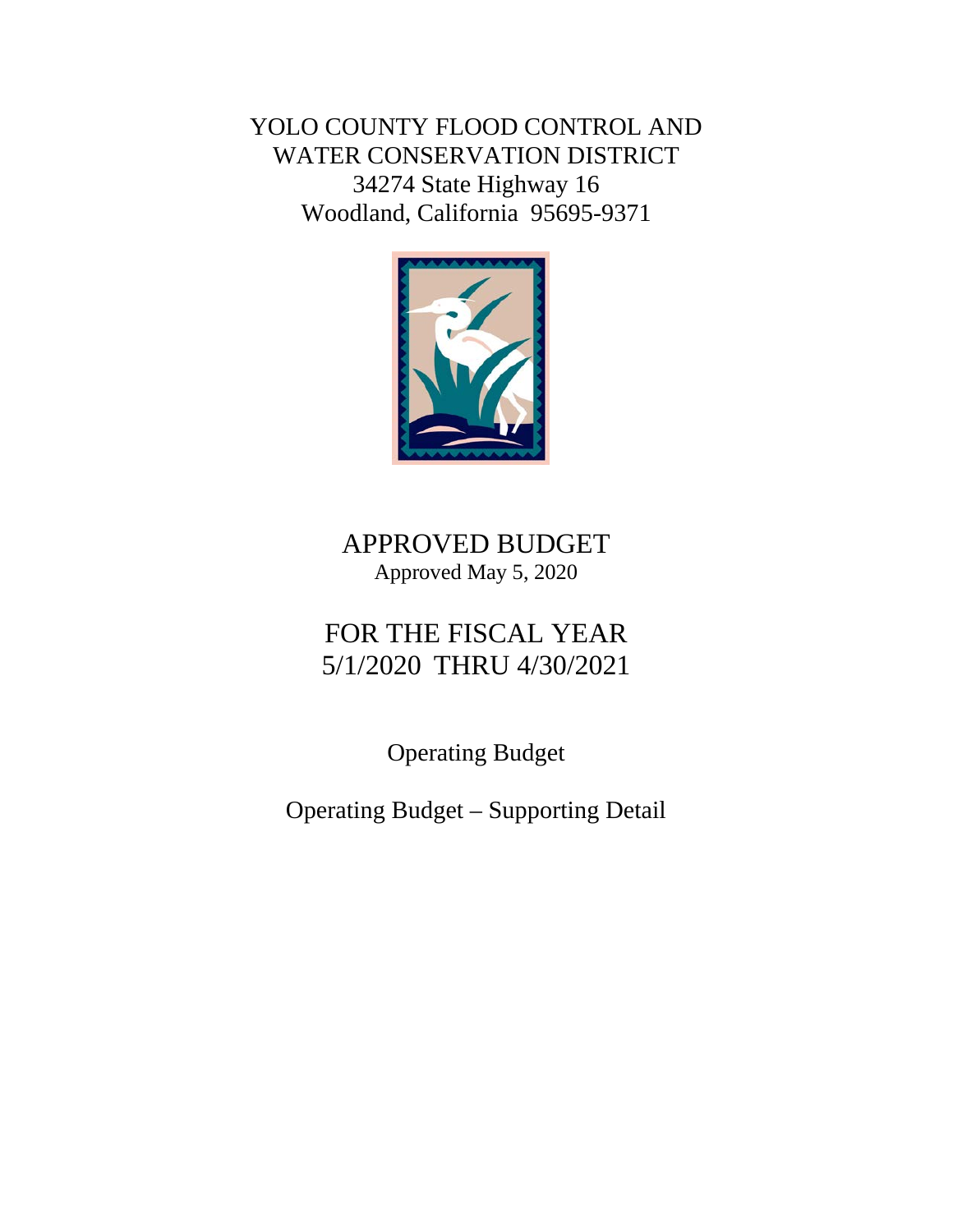# YOLO COUNTY FLOOD CONTROL AND WATER CONSERVATION DISTRICT

34274 State Highway 16
Woodland, California 95695-9371

## APPROVED BUDGET

Approved May 5, 2020

## FOR THE FISCAL YEAR 5/1/2020 THRU 4/30/2021

Operating Budget

Operating Budget – Supporting Detail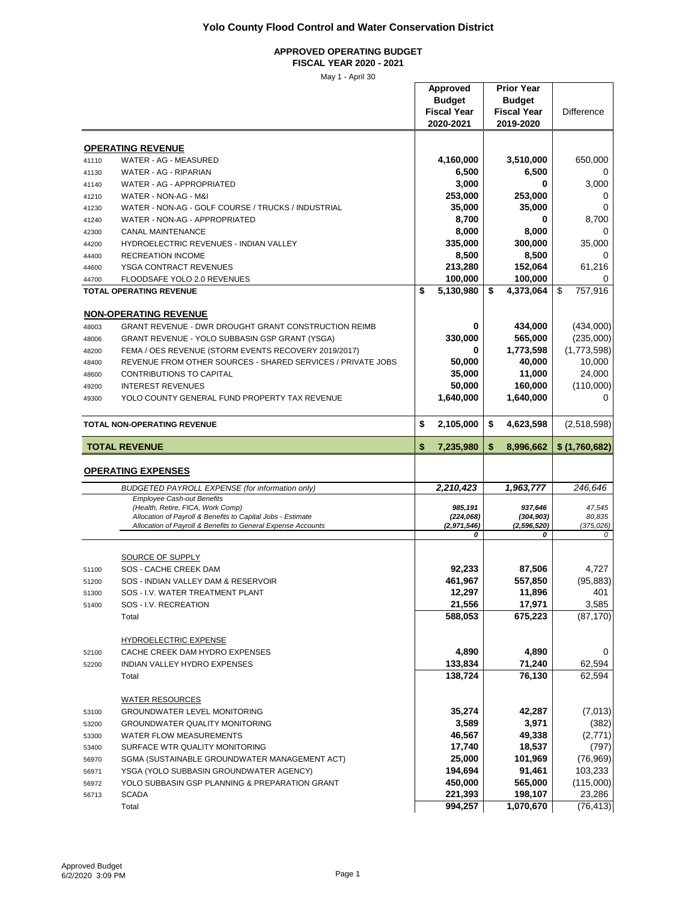# Yolo County Flood Control and Water Conservation District

## APPROVED OPERATING BUDGET
### FISCAL YEAR 2020 - 2021

May 1 - April 30

| | | Approved Budget Fiscal Year 2020-2021 | Prior Year Budget Fiscal Year 2019-2020 | Difference |
|---|---|---|---|---|
| | **OPERATING REVENUE** | | | |
| 41110 | WATER - AG - MEASURED | **4,160,000** | **3,510,000** | 650,000 |
| 41130 | WATER - AG - RIPARIAN | **6,500** | **6,500** | 0 |
| 41140 | WATER - AG - APPROPRIATED | **3,000** | **0** | 3,000 |
| 41210 | WATER - NON-AG - M&I | **253,000** | **253,000** | 0 |
| 41230 | WATER - NON-AG - GOLF COURSE / TRUCKS / INDUSTRIAL | **35,000** | **35,000** | 0 |
| 41240 | WATER - NON-AG - APPROPRIATED | **8,700** | **0** | 8,700 |
| 42300 | CANAL MAINTENANCE | **8,000** | **8,000** | 0 |
| 44200 | HYDROELECTRIC REVENUES - INDIAN VALLEY | **335,000** | **300,000** | 35,000 |
| 44400 | RECREATION INCOME | **8,500** | **8,500** | 0 |
| 44600 | YSGA CONTRACT REVENUES | **213,280** | **152,064** | 61,216 |
| 44700 | FLOODSAFE YOLO 2.0 REVENUES | **100,000** | **100,000** | 0 |
| | **TOTAL OPERATING REVENUE** | **$ 5,130,980** | **$ 4,373,064** | $ 757,916 |
| | **NON-OPERATING REVENUE** | | | |
| 48003 | GRANT REVENUE - DWR DROUGHT GRANT CONSTRUCTION REIMB | **0** | **434,000** | (434,000) |
| 48006 | GRANT REVENUE - YOLO SUBBASIN GSP GRANT (YSGA) | **330,000** | **565,000** | (235,000) |
| 48200 | FEMA / OES REVENUE (STORM EVENTS RECOVERY 2019/2017) | **0** | **1,773,598** | (1,773,598) |
| 48400 | REVENUE FROM OTHER SOURCES - SHARED SERVICES / PRIVATE JOBS | **50,000** | **40,000** | 10,000 |
| 48600 | CONTRIBUTIONS TO CAPITAL | **35,000** | **11,000** | 24,000 |
| 49200 | INTEREST REVENUES | **50,000** | **160,000** | (110,000) |
| 49300 | YOLO COUNTY GENERAL FUND PROPERTY TAX REVENUE | **1,640,000** | **1,640,000** | 0 |
| | **TOTAL NON-OPERATING REVENUE** | **$ 2,105,000** | **$ 4,623,598** | (2,518,598) |
| | **TOTAL REVENUE** | **$ 7,235,980** | **$ 8,996,662** | **$ (1,760,682)** |
| | **OPERATING EXPENSES** | | | |
| | *BUDGETED PAYROLL EXPENSE (for information only)* | ***2,210,423*** | ***1,963,777*** | *246,646* |
| | *Employee Cash-out Benefits* | | | |
| | *(Health, Retire, FICA, Work Comp)* | ***985,191*** | ***937,646*** | *47,545* |
| | *Allocation of Payroll & Benefits to Capital Jobs - Estimate* | ***(224,068)*** | ***(304,903)*** | *80,835* |
| | *Allocation of Payroll & Benefits to General Expense Accounts* | ***(2,971,546)*** | ***(2,596,520)*** | *(375,026)* |
| | | ***0*** | ***0*** | *0* |
| | SOURCE OF SUPPLY | | | |
| 51100 | SOS - CACHE CREEK DAM | **92,233** | **87,506** | 4,727 |
| 51200 | SOS - INDIAN VALLEY DAM & RESERVOIR | **461,967** | **557,850** | (95,883) |
| 51300 | SOS - I.V. WATER TREATMENT PLANT | **12,297** | **11,896** | 401 |
| 51400 | SOS - I.V. RECREATION | **21,556** | **17,971** | 3,585 |
| | Total | **588,053** | **675,223** | (87,170) |
| | HYDROELECTRIC EXPENSE | | | |
| 52100 | CACHE CREEK DAM HYDRO EXPENSES | **4,890** | **4,890** | 0 |
| 52200 | INDIAN VALLEY HYDRO EXPENSES | **133,834** | **71,240** | 62,594 |
| | Total | **138,724** | **76,130** | 62,594 |
| | WATER RESOURCES | | | |
| 53100 | GROUNDWATER LEVEL MONITORING | **35,274** | **42,287** | (7,013) |
| 53200 | GROUNDWATER QUALITY MONITORING | **3,589** | **3,971** | (382) |
| 53300 | WATER FLOW MEASUREMENTS | **46,567** | **49,338** | (2,771) |
| 53400 | SURFACE WTR QUALITY MONITORING | **17,740** | **18,537** | (797) |
| 56970 | SGMA (SUSTAINABLE GROUNDWATER MANAGEMENT ACT) | **25,000** | **101,969** | (76,969) |
| 56971 | YSGA (YOLO SUBBASIN GROUNDWATER AGENCY) | **194,694** | **91,461** | 103,233 |
| 56972 | YOLO SUBBASIN GSP PLANNING & PREPARATION GRANT | **450,000** | **565,000** | (115,000) |
| 56713 | SCADA | **221,393** | **198,107** | 23,286 |
| | Total | **994,257** | **1,070,670** | (76,413) |

Approved Budget
6/2/2020 3:09 PM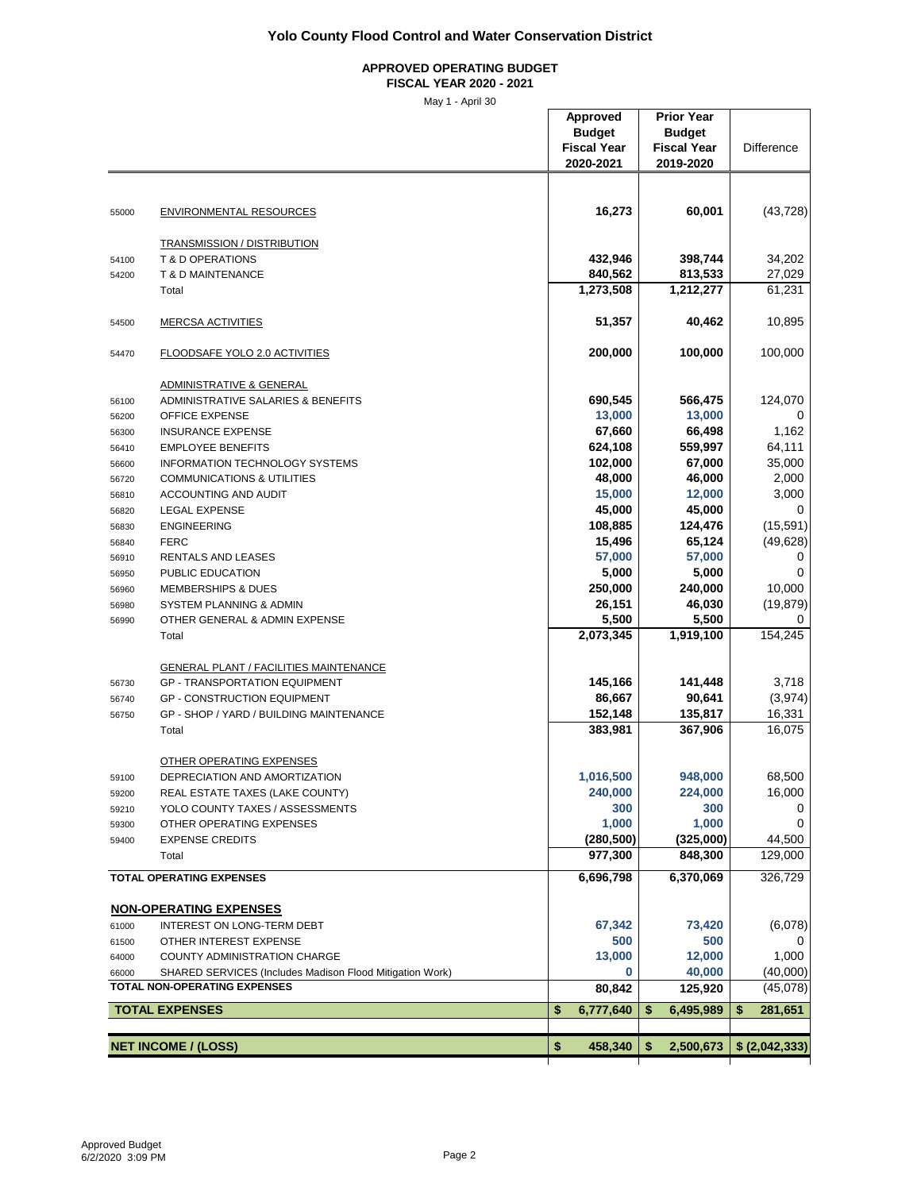# Yolo County Flood Control and Water Conservation District

## APPROVED OPERATING BUDGET

### FISCAL YEAR 2020 - 2021

May 1 - April 30

| | | Approved Budget Fiscal Year 2020-2021 | Prior Year Budget Fiscal Year 2019-2020 | Difference |
|---|---|---|---|---|
| 55000 | ENVIRONMENTAL RESOURCES | 16,273 | 60,001 | (43,728) |
| | TRANSMISSION / DISTRIBUTION | | | |
| 54100 | T & D OPERATIONS | 432,946 | 398,744 | 34,202 |
| 54200 | T & D MAINTENANCE | 840,562 | 813,533 | 27,029 |
| | Total | 1,273,508 | 1,212,277 | 61,231 |
| 54500 | MERCSA ACTIVITIES | 51,357 | 40,462 | 10,895 |
| 54470 | FLOODSAFE YOLO 2.0 ACTIVITIES | 200,000 | 100,000 | 100,000 |
| | ADMINISTRATIVE & GENERAL | | | |
| 56100 | ADMINISTRATIVE SALARIES & BENEFITS | 690,545 | 566,475 | 124,070 |
| 56200 | OFFICE EXPENSE | 13,000 | 13,000 | 0 |
| 56300 | INSURANCE EXPENSE | 67,660 | 66,498 | 1,162 |
| 56410 | EMPLOYEE BENEFITS | 624,108 | 559,997 | 64,111 |
| 56600 | INFORMATION TECHNOLOGY SYSTEMS | 102,000 | 67,000 | 35,000 |
| 56720 | COMMUNICATIONS & UTILITIES | 48,000 | 46,000 | 2,000 |
| 56810 | ACCOUNTING AND AUDIT | 15,000 | 12,000 | 3,000 |
| 56820 | LEGAL EXPENSE | 45,000 | 45,000 | 0 |
| 56830 | ENGINEERING | 108,885 | 124,476 | (15,591) |
| 56840 | FERC | 15,496 | 65,124 | (49,628) |
| 56910 | RENTALS AND LEASES | 57,000 | 57,000 | 0 |
| 56950 | PUBLIC EDUCATION | 5,000 | 5,000 | 0 |
| 56960 | MEMBERSHIPS & DUES | 250,000 | 240,000 | 10,000 |
| 56980 | SYSTEM PLANNING & ADMIN | 26,151 | 46,030 | (19,879) |
| 56990 | OTHER GENERAL & ADMIN EXPENSE | 5,500 | 5,500 | 0 |
| | Total | 2,073,345 | 1,919,100 | 154,245 |
| | GENERAL PLANT / FACILITIES MAINTENANCE | | | |
| 56730 | GP - TRANSPORTATION EQUIPMENT | 145,166 | 141,448 | 3,718 |
| 56740 | GP - CONSTRUCTION EQUIPMENT | 86,667 | 90,641 | (3,974) |
| 56750 | GP - SHOP / YARD / BUILDING MAINTENANCE | 152,148 | 135,817 | 16,331 |
| | Total | 383,981 | 367,906 | 16,075 |
| | OTHER OPERATING EXPENSES | | | |
| 59100 | DEPRECIATION AND AMORTIZATION | 1,016,500 | 948,000 | 68,500 |
| 59200 | REAL ESTATE TAXES (LAKE COUNTY) | 240,000 | 224,000 | 16,000 |
| 59210 | YOLO COUNTY TAXES / ASSESSMENTS | 300 | 300 | 0 |
| 59300 | OTHER OPERATING EXPENSES | 1,000 | 1,000 | 0 |
| 59400 | EXPENSE CREDITS | (280,500) | (325,000) | 44,500 |
| | Total | 977,300 | 848,300 | 129,000 |
| | **TOTAL OPERATING EXPENSES** | 6,696,798 | 6,370,069 | 326,729 |
| | **NON-OPERATING EXPENSES** | | | |
| 61000 | INTEREST ON LONG-TERM DEBT | 67,342 | 73,420 | (6,078) |
| 61500 | OTHER INTEREST EXPENSE | 500 | 500 | 0 |
| 64000 | COUNTY ADMINISTRATION CHARGE | 13,000 | 12,000 | 1,000 |
| 66000 | SHARED SERVICES (Includes Madison Flood Mitigation Work) | 0 | 40,000 | (40,000) |
| | **TOTAL NON-OPERATING EXPENSES** | 80,842 | 125,920 | (45,078) |
| | **TOTAL EXPENSES** | $ 6,777,640 | $ 6,495,989 | $ 281,651 |
| | **NET INCOME / (LOSS)** | $ 458,340 | $ 2,500,673 | $ (2,042,333) |

Approved Budget
6/2/2020 3:09 PM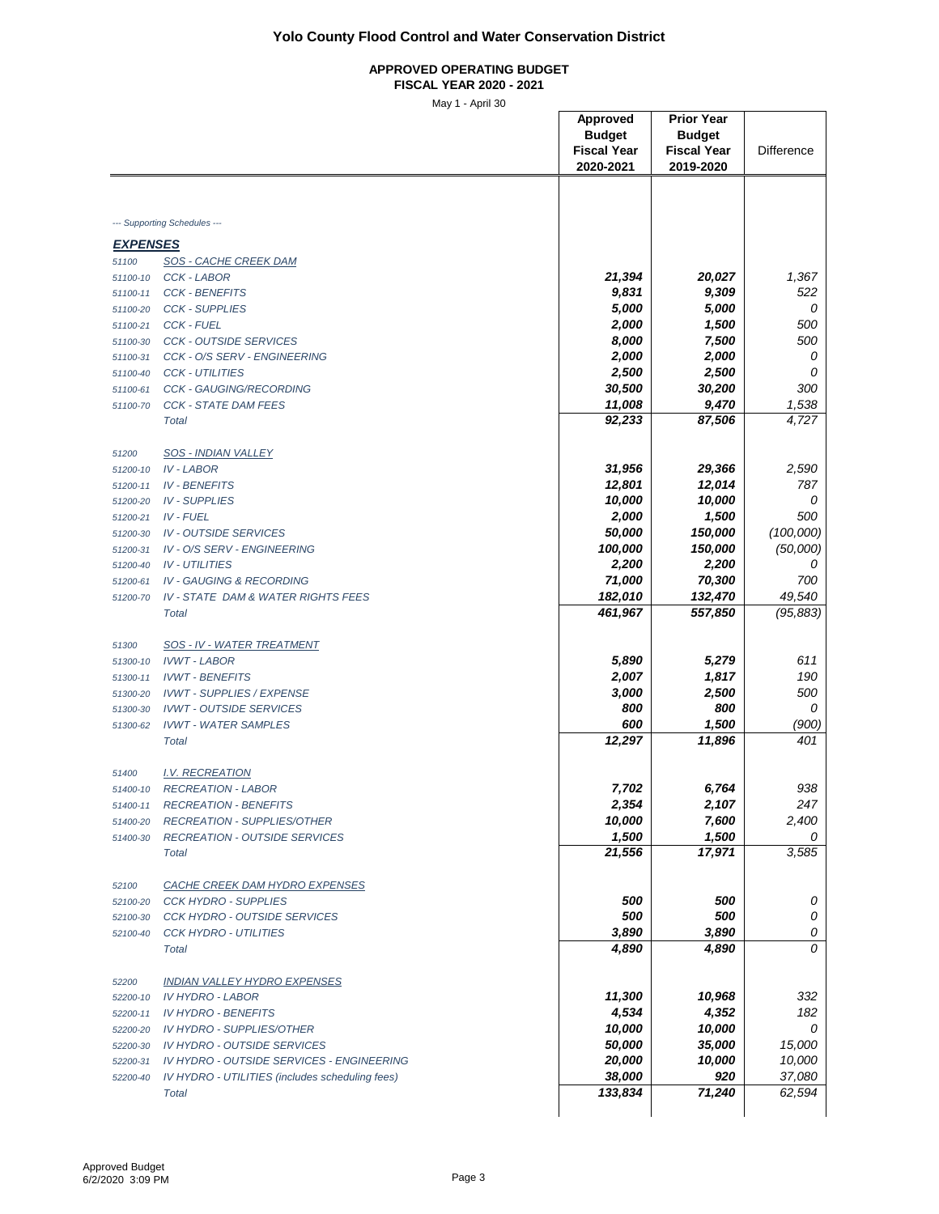# Yolo County Flood Control and Water Conservation District

**APPROVED OPERATING BUDGET**
**FISCAL YEAR 2020 - 2021**

May 1 - April 30

| | | Approved Budget Fiscal Year 2020-2021 | Prior Year Budget Fiscal Year 2019-2020 | Difference |
|---|---|---|---|---|
| *--- Supporting Schedules ---* | | | | |
| ***EXPENSES*** | | | | |
| 51100 | *SOS - CACHE CREEK DAM* | | | |
| 51100-10 | *CCK - LABOR* | ***21,394*** | ***20,027*** | *1,367* |
| 51100-11 | *CCK - BENEFITS* | ***9,831*** | ***9,309*** | *522* |
| 51100-20 | *CCK - SUPPLIES* | ***5,000*** | ***5,000*** | *0* |
| 51100-21 | *CCK - FUEL* | ***2,000*** | ***1,500*** | *500* |
| 51100-30 | *CCK - OUTSIDE SERVICES* | ***8,000*** | ***7,500*** | *500* |
| 51100-31 | *CCK - O/S SERV - ENGINEERING* | ***2,000*** | ***2,000*** | *0* |
| 51100-40 | *CCK - UTILITIES* | ***2,500*** | ***2,500*** | *0* |
| 51100-61 | *CCK - GAUGING/RECORDING* | ***30,500*** | ***30,200*** | *300* |
| 51100-70 | *CCK - STATE DAM FEES* | ***11,008*** | ***9,470*** | *1,538* |
| | *Total* | ***92,233*** | ***87,506*** | *4,727* |
| 51200 | *SOS - INDIAN VALLEY* | | | |
| 51200-10 | *IV - LABOR* | ***31,956*** | ***29,366*** | *2,590* |
| 51200-11 | *IV - BENEFITS* | ***12,801*** | ***12,014*** | *787* |
| 51200-20 | *IV - SUPPLIES* | ***10,000*** | ***10,000*** | *0* |
| 51200-21 | *IV - FUEL* | ***2,000*** | ***1,500*** | *500* |
| 51200-30 | *IV - OUTSIDE SERVICES* | ***50,000*** | ***150,000*** | *(100,000)* |
| 51200-31 | *IV - O/S SERV - ENGINEERING* | ***100,000*** | ***150,000*** | *(50,000)* |
| 51200-40 | *IV - UTILITIES* | ***2,200*** | ***2,200*** | *0* |
| 51200-61 | *IV - GAUGING & RECORDING* | ***71,000*** | ***70,300*** | *700* |
| 51200-70 | *IV - STATE DAM & WATER RIGHTS FEES* | ***182,010*** | ***132,470*** | *49,540* |
| | *Total* | ***461,967*** | ***557,850*** | *(95,883)* |
| 51300 | *SOS - IV - WATER TREATMENT* | | | |
| 51300-10 | *IVWT - LABOR* | ***5,890*** | ***5,279*** | *611* |
| 51300-11 | *IVWT - BENEFITS* | ***2,007*** | ***1,817*** | *190* |
| 51300-20 | *IVWT - SUPPLIES / EXPENSE* | ***3,000*** | ***2,500*** | *500* |
| 51300-30 | *IVWT - OUTSIDE SERVICES* | ***800*** | ***800*** | *0* |
| 51300-62 | *IVWT - WATER SAMPLES* | ***600*** | ***1,500*** | *(900)* |
| | *Total* | ***12,297*** | ***11,896*** | *401* |
| 51400 | *I.V. RECREATION* | | | |
| 51400-10 | *RECREATION - LABOR* | ***7,702*** | ***6,764*** | *938* |
| 51400-11 | *RECREATION - BENEFITS* | ***2,354*** | ***2,107*** | *247* |
| 51400-20 | *RECREATION - SUPPLIES/OTHER* | ***10,000*** | ***7,600*** | *2,400* |
| 51400-30 | *RECREATION - OUTSIDE SERVICES* | ***1,500*** | ***1,500*** | *0* |
| | *Total* | ***21,556*** | ***17,971*** | *3,585* |
| 52100 | *CACHE CREEK DAM HYDRO EXPENSES* | | | |
| 52100-20 | *CCK HYDRO - SUPPLIES* | ***500*** | ***500*** | *0* |
| 52100-30 | *CCK HYDRO - OUTSIDE SERVICES* | ***500*** | ***500*** | *0* |
| 52100-40 | *CCK HYDRO - UTILITIES* | ***3,890*** | ***3,890*** | *0* |
| | *Total* | ***4,890*** | ***4,890*** | *0* |
| 52200 | *INDIAN VALLEY HYDRO EXPENSES* | | | |
| 52200-10 | *IV HYDRO - LABOR* | ***11,300*** | ***10,968*** | *332* |
| 52200-11 | *IV HYDRO - BENEFITS* | ***4,534*** | ***4,352*** | *182* |
| 52200-20 | *IV HYDRO - SUPPLIES/OTHER* | ***10,000*** | ***10,000*** | *0* |
| 52200-30 | *IV HYDRO - OUTSIDE SERVICES* | ***50,000*** | ***35,000*** | *15,000* |
| 52200-31 | *IV HYDRO - OUTSIDE SERVICES - ENGINEERING* | ***20,000*** | ***10,000*** | *10,000* |
| 52200-40 | *IV HYDRO - UTILITIES (includes scheduling fees)* | ***38,000*** | ***920*** | *37,080* |
| | *Total* | ***133,834*** | ***71,240*** | *62,594* |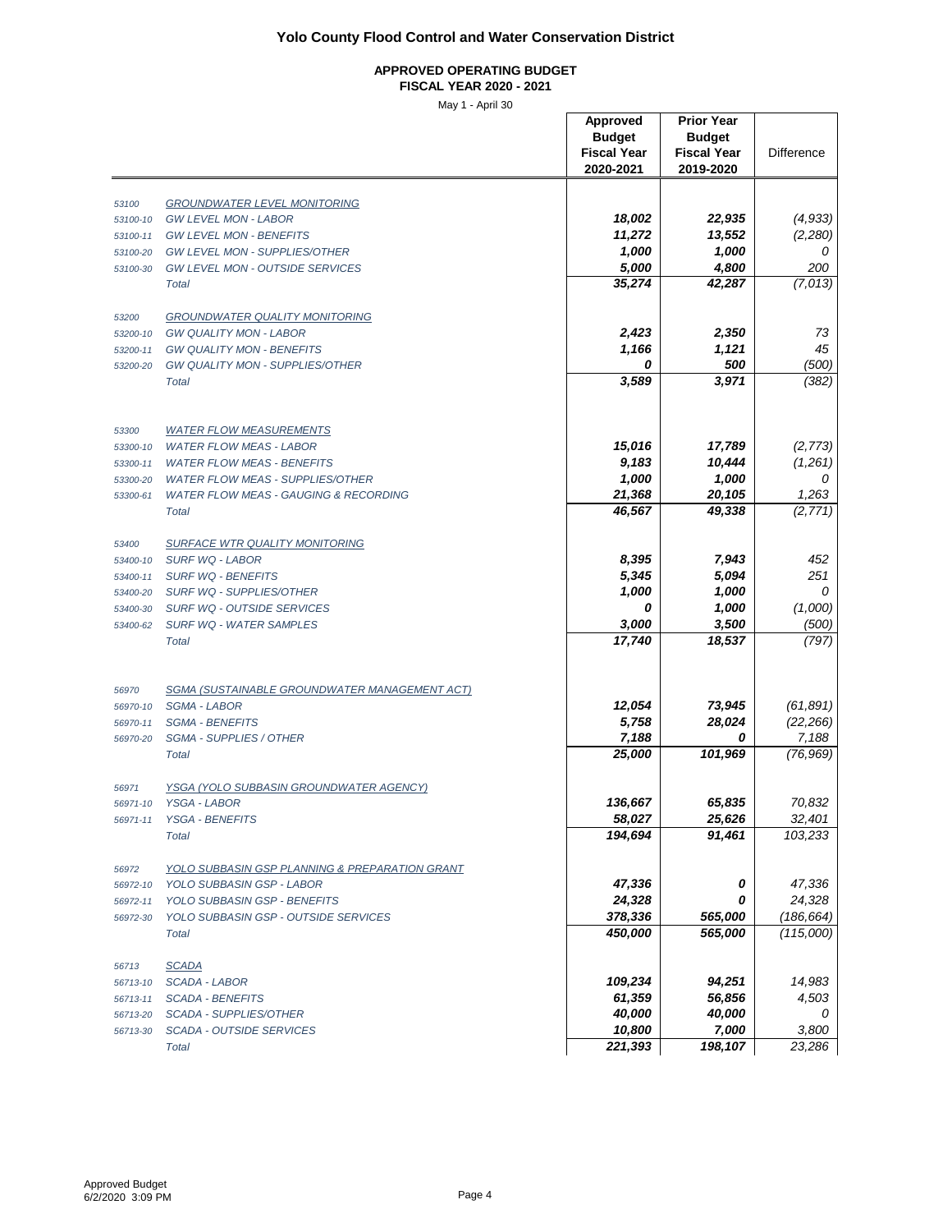# Yolo County Flood Control and Water Conservation District

## APPROVED OPERATING BUDGET
### FISCAL YEAR 2020 - 2021

May 1 - April 30

| | | Approved Budget Fiscal Year 2020-2021 | Prior Year Budget Fiscal Year 2019-2020 | Difference |
|---|---|---|---|---|
| 53100 | GROUNDWATER LEVEL MONITORING | | | |
| 53100-10 | GW LEVEL MON - LABOR | 18,002 | 22,935 | (4,933) |
| 53100-11 | GW LEVEL MON - BENEFITS | 11,272 | 13,552 | (2,280) |
| 53100-20 | GW LEVEL MON - SUPPLIES/OTHER | 1,000 | 1,000 | 0 |
| 53100-30 | GW LEVEL MON - OUTSIDE SERVICES | 5,000 | 4,800 | 200 |
| | Total | 35,274 | 42,287 | (7,013) |
| 53200 | GROUNDWATER QUALITY MONITORING | | | |
| 53200-10 | GW QUALITY MON - LABOR | 2,423 | 2,350 | 73 |
| 53200-11 | GW QUALITY MON - BENEFITS | 1,166 | 1,121 | 45 |
| 53200-20 | GW QUALITY MON - SUPPLIES/OTHER | 0 | 500 | (500) |
| | Total | 3,589 | 3,971 | (382) |
| 53300 | WATER FLOW MEASUREMENTS | | | |
| 53300-10 | WATER FLOW MEAS - LABOR | 15,016 | 17,789 | (2,773) |
| 53300-11 | WATER FLOW MEAS - BENEFITS | 9,183 | 10,444 | (1,261) |
| 53300-20 | WATER FLOW MEAS - SUPPLIES/OTHER | 1,000 | 1,000 | 0 |
| 53300-61 | WATER FLOW MEAS - GAUGING & RECORDING | 21,368 | 20,105 | 1,263 |
| | Total | 46,567 | 49,338 | (2,771) |
| 53400 | SURFACE WTR QUALITY MONITORING | | | |
| 53400-10 | SURF WQ - LABOR | 8,395 | 7,943 | 452 |
| 53400-11 | SURF WQ - BENEFITS | 5,345 | 5,094 | 251 |
| 53400-20 | SURF WQ - SUPPLIES/OTHER | 1,000 | 1,000 | 0 |
| 53400-30 | SURF WQ - OUTSIDE SERVICES | 0 | 1,000 | (1,000) |
| 53400-62 | SURF WQ - WATER SAMPLES | 3,000 | 3,500 | (500) |
| | Total | 17,740 | 18,537 | (797) |
| 56970 | SGMA (SUSTAINABLE GROUNDWATER MANAGEMENT ACT) | | | |
| 56970-10 | SGMA - LABOR | 12,054 | 73,945 | (61,891) |
| 56970-11 | SGMA - BENEFITS | 5,758 | 28,024 | (22,266) |
| 56970-20 | SGMA - SUPPLIES / OTHER | 7,188 | 0 | 7,188 |
| | Total | 25,000 | 101,969 | (76,969) |
| 56971 | YSGA (YOLO SUBBASIN GROUNDWATER AGENCY) | | | |
| 56971-10 | YSGA - LABOR | 136,667 | 65,835 | 70,832 |
| 56971-11 | YSGA - BENEFITS | 58,027 | 25,626 | 32,401 |
| | Total | 194,694 | 91,461 | 103,233 |
| 56972 | YOLO SUBBASIN GSP PLANNING & PREPARATION GRANT | | | |
| 56972-10 | YOLO SUBBASIN GSP - LABOR | 47,336 | 0 | 47,336 |
| 56972-11 | YOLO SUBBASIN GSP - BENEFITS | 24,328 | 0 | 24,328 |
| 56972-30 | YOLO SUBBASIN GSP - OUTSIDE SERVICES | 378,336 | 565,000 | (186,664) |
| | Total | 450,000 | 565,000 | (115,000) |
| 56713 | SCADA | | | |
| 56713-10 | SCADA - LABOR | 109,234 | 94,251 | 14,983 |
| 56713-11 | SCADA - BENEFITS | 61,359 | 56,856 | 4,503 |
| 56713-20 | SCADA - SUPPLIES/OTHER | 40,000 | 40,000 | 0 |
| 56713-30 | SCADA - OUTSIDE SERVICES | 10,800 | 7,000 | 3,800 |
| | Total | 221,393 | 198,107 | 23,286 |

Approved Budget
6/2/2020 3:09 PM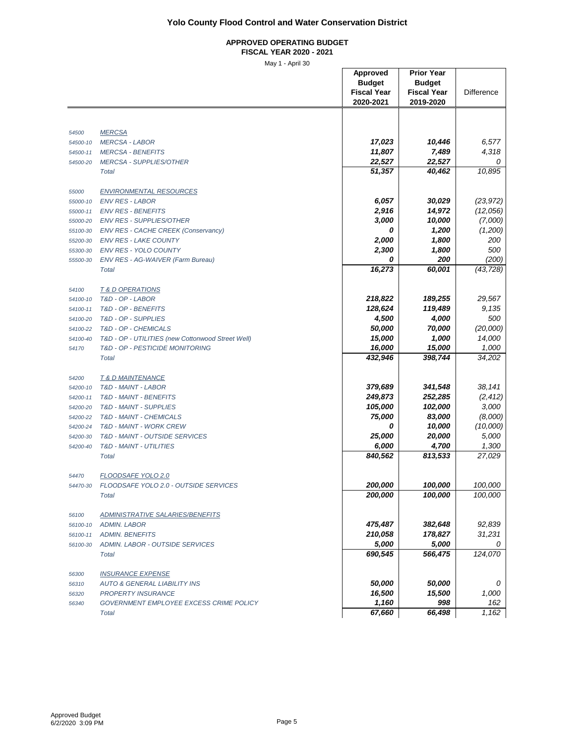# Yolo County Flood Control and Water Conservation District

## APPROVED OPERATING BUDGET
### FISCAL YEAR 2020 - 2021

May 1 - April 30

| | | Approved Budget Fiscal Year 2020-2021 | Prior Year Budget Fiscal Year 2019-2020 | Difference |
|---|---|---|---|---|
| 54500 | MERCSA | | | |
| 54500-10 | MERCSA - LABOR | 17,023 | 10,446 | 6,577 |
| 54500-11 | MERCSA - BENEFITS | 11,807 | 7,489 | 4,318 |
| 54500-20 | MERCSA - SUPPLIES/OTHER | 22,527 | 22,527 | 0 |
| | Total | 51,357 | 40,462 | 10,895 |
| 55000 | ENVIRONMENTAL RESOURCES | | | |
| 55000-10 | ENV RES - LABOR | 6,057 | 30,029 | (23,972) |
| 55000-11 | ENV RES - BENEFITS | 2,916 | 14,972 | (12,056) |
| 55000-20 | ENV RES - SUPPLIES/OTHER | 3,000 | 10,000 | (7,000) |
| 55100-30 | ENV RES - CACHE CREEK (Conservancy) | 0 | 1,200 | (1,200) |
| 55200-30 | ENV RES - LAKE COUNTY | 2,000 | 1,800 | 200 |
| 55300-30 | ENV RES - YOLO COUNTY | 2,300 | 1,800 | 500 |
| 55500-30 | ENV RES - AG-WAIVER (Farm Bureau) | 0 | 200 | (200) |
| | Total | 16,273 | 60,001 | (43,728) |
| 54100 | T & D OPERATIONS | | | |
| 54100-10 | T&D - OP - LABOR | 218,822 | 189,255 | 29,567 |
| 54100-11 | T&D - OP - BENEFITS | 128,624 | 119,489 | 9,135 |
| 54100-20 | T&D - OP - SUPPLIES | 4,500 | 4,000 | 500 |
| 54100-22 | T&D - OP - CHEMICALS | 50,000 | 70,000 | (20,000) |
| 54100-40 | T&D - OP - UTILITIES (new Cottonwood Street Well) | 15,000 | 1,000 | 14,000 |
| 54170 | T&D - OP - PESTICIDE MONITORING | 16,000 | 15,000 | 1,000 |
| | Total | 432,946 | 398,744 | 34,202 |
| 54200 | T & D MAINTENANCE | | | |
| 54200-10 | T&D - MAINT - LABOR | 379,689 | 341,548 | 38,141 |
| 54200-11 | T&D - MAINT - BENEFITS | 249,873 | 252,285 | (2,412) |
| 54200-20 | T&D - MAINT - SUPPLIES | 105,000 | 102,000 | 3,000 |
| 54200-22 | T&D - MAINT - CHEMICALS | 75,000 | 83,000 | (8,000) |
| 54200-24 | T&D - MAINT - WORK CREW | 0 | 10,000 | (10,000) |
| 54200-30 | T&D - MAINT - OUTSIDE SERVICES | 25,000 | 20,000 | 5,000 |
| 54200-40 | T&D - MAINT - UTILITIES | 6,000 | 4,700 | 1,300 |
| | Total | 840,562 | 813,533 | 27,029 |
| 54470 | FLOODSAFE YOLO 2.0 | | | |
| 54470-30 | FLOODSAFE YOLO 2.0 - OUTSIDE SERVICES | 200,000 | 100,000 | 100,000 |
| | Total | 200,000 | 100,000 | 100,000 |
| 56100 | ADMINISTRATIVE SALARIES/BENEFITS | | | |
| 56100-10 | ADMIN. LABOR | 475,487 | 382,648 | 92,839 |
| 56100-11 | ADMIN. BENEFITS | 210,058 | 178,827 | 31,231 |
| 56100-30 | ADMIN. LABOR - OUTSIDE SERVICES | 5,000 | 5,000 | 0 |
| | Total | 690,545 | 566,475 | 124,070 |
| 56300 | INSURANCE EXPENSE | | | |
| 56310 | AUTO & GENERAL LIABILITY INS | 50,000 | 50,000 | 0 |
| 56320 | PROPERTY INSURANCE | 16,500 | 15,500 | 1,000 |
| 56340 | GOVERNMENT EMPLOYEE EXCESS CRIME POLICY | 1,160 | 998 | 162 |
| | Total | 67,660 | 66,498 | 1,162 |

Approved Budget
6/2/2020 3:09 PM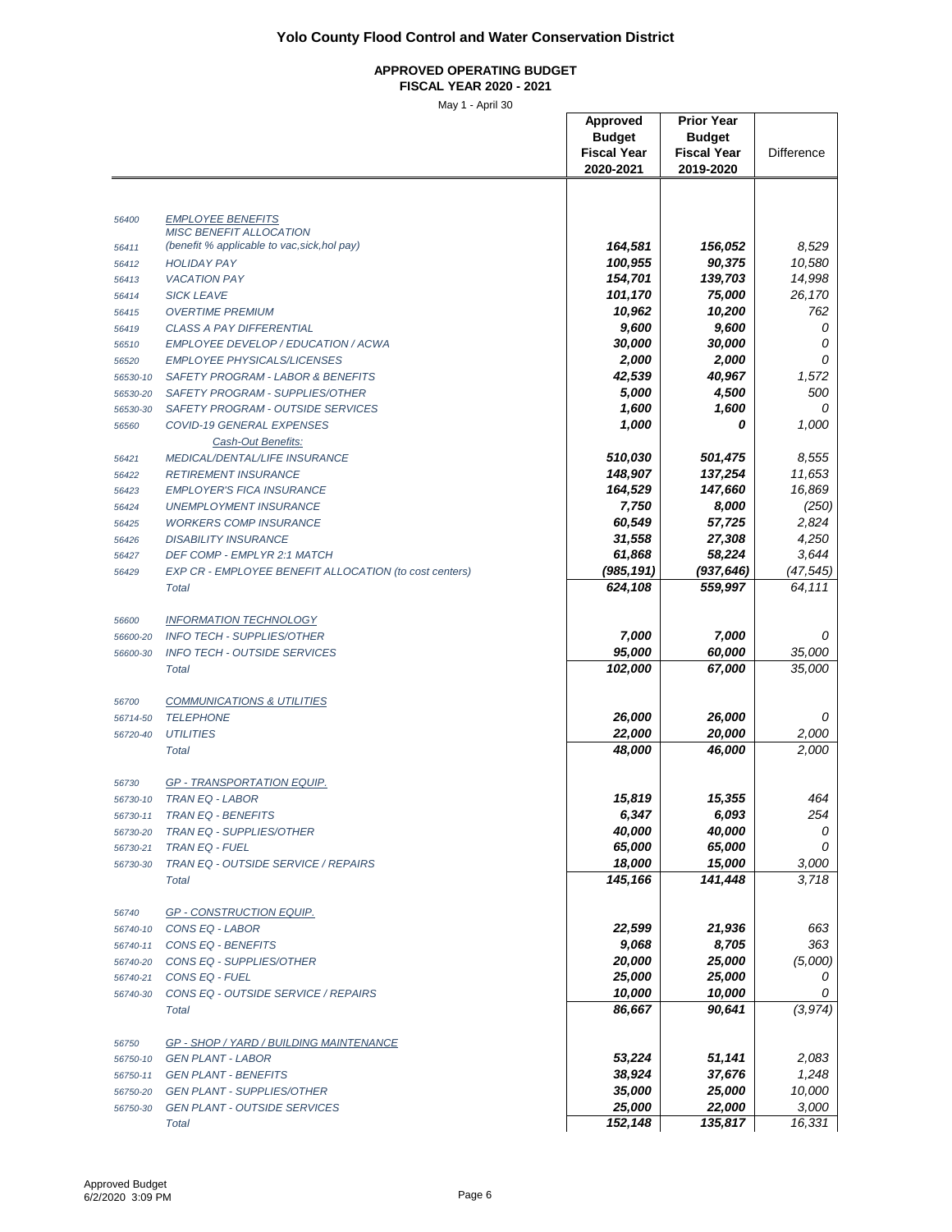# Yolo County Flood Control and Water Conservation District

## APPROVED OPERATING BUDGET
### FISCAL YEAR 2020 - 2021

May 1 - April 30

| | | Approved Budget Fiscal Year 2020-2021 | Prior Year Budget Fiscal Year 2019-2020 | Difference |
|---|---|---|---|---|
| 56400 | *EMPLOYEE BENEFITS* | | | |
| 56411 | *MISC BENEFIT ALLOCATION (benefit % applicable to vac,sick,hol pay)* | 164,581 | 156,052 | 8,529 |
| 56412 | *HOLIDAY PAY* | 100,955 | 90,375 | 10,580 |
| 56413 | *VACATION PAY* | 154,701 | 139,703 | 14,998 |
| 56414 | *SICK LEAVE* | 101,170 | 75,000 | 26,170 |
| 56415 | *OVERTIME PREMIUM* | 10,962 | 10,200 | 762 |
| 56419 | *CLASS A PAY DIFFERENTIAL* | 9,600 | 9,600 | 0 |
| 56510 | *EMPLOYEE DEVELOP / EDUCATION / ACWA* | 30,000 | 30,000 | 0 |
| 56520 | *EMPLOYEE PHYSICALS/LICENSES* | 2,000 | 2,000 | 0 |
| 56530-10 | *SAFETY PROGRAM - LABOR & BENEFITS* | 42,539 | 40,967 | 1,572 |
| 56530-20 | *SAFETY PROGRAM - SUPPLIES/OTHER* | 5,000 | 4,500 | 500 |
| 56530-30 | *SAFETY PROGRAM - OUTSIDE SERVICES* | 1,600 | 1,600 | 0 |
| 56560 | *COVID-19 GENERAL EXPENSES* | 1,000 | 0 | 1,000 |
| | *Cash-Out Benefits:* | | | |
| 56421 | *MEDICAL/DENTAL/LIFE INSURANCE* | 510,030 | 501,475 | 8,555 |
| 56422 | *RETIREMENT INSURANCE* | 148,907 | 137,254 | 11,653 |
| 56423 | *EMPLOYER'S FICA INSURANCE* | 164,529 | 147,660 | 16,869 |
| 56424 | *UNEMPLOYMENT INSURANCE* | 7,750 | 8,000 | (250) |
| 56425 | *WORKERS COMP INSURANCE* | 60,549 | 57,725 | 2,824 |
| 56426 | *DISABILITY INSURANCE* | 31,558 | 27,308 | 4,250 |
| 56427 | *DEF COMP - EMPLYR 2:1 MATCH* | 61,868 | 58,224 | 3,644 |
| 56429 | *EXP CR - EMPLOYEE BENEFIT ALLOCATION (to cost centers)* | (985,191) | (937,646) | (47,545) |
| | *Total* | 624,108 | 559,997 | 64,111 |
| 56600 | *INFORMATION TECHNOLOGY* | | | |
| 56600-20 | *INFO TECH - SUPPLIES/OTHER* | 7,000 | 7,000 | 0 |
| 56600-30 | *INFO TECH - OUTSIDE SERVICES* | 95,000 | 60,000 | 35,000 |
| | *Total* | 102,000 | 67,000 | 35,000 |
| 56700 | *COMMUNICATIONS & UTILITIES* | | | |
| 56714-50 | *TELEPHONE* | 26,000 | 26,000 | 0 |
| 56720-40 | *UTILITIES* | 22,000 | 20,000 | 2,000 |
| | *Total* | 48,000 | 46,000 | 2,000 |
| 56730 | *GP - TRANSPORTATION EQUIP.* | | | |
| 56730-10 | *TRAN EQ - LABOR* | 15,819 | 15,355 | 464 |
| 56730-11 | *TRAN EQ - BENEFITS* | 6,347 | 6,093 | 254 |
| 56730-20 | *TRAN EQ - SUPPLIES/OTHER* | 40,000 | 40,000 | 0 |
| 56730-21 | *TRAN EQ - FUEL* | 65,000 | 65,000 | 0 |
| 56730-30 | *TRAN EQ - OUTSIDE SERVICE / REPAIRS* | 18,000 | 15,000 | 3,000 |
| | *Total* | 145,166 | 141,448 | 3,718 |
| 56740 | *GP - CONSTRUCTION EQUIP.* | | | |
| 56740-10 | *CONS EQ - LABOR* | 22,599 | 21,936 | 663 |
| 56740-11 | *CONS EQ - BENEFITS* | 9,068 | 8,705 | 363 |
| 56740-20 | *CONS EQ - SUPPLIES/OTHER* | 20,000 | 25,000 | (5,000) |
| 56740-21 | *CONS EQ - FUEL* | 25,000 | 25,000 | 0 |
| 56740-30 | *CONS EQ - OUTSIDE SERVICE / REPAIRS* | 10,000 | 10,000 | 0 |
| | *Total* | 86,667 | 90,641 | (3,974) |
| 56750 | *GP - SHOP / YARD / BUILDING MAINTENANCE* | | | |
| 56750-10 | *GEN PLANT - LABOR* | 53,224 | 51,141 | 2,083 |
| 56750-11 | *GEN PLANT - BENEFITS* | 38,924 | 37,676 | 1,248 |
| 56750-20 | *GEN PLANT - SUPPLIES/OTHER* | 35,000 | 25,000 | 10,000 |
| 56750-30 | *GEN PLANT - OUTSIDE SERVICES* | 25,000 | 22,000 | 3,000 |
| | *Total* | 152,148 | 135,817 | 16,331 |

Approved Budget
6/2/2020 3:09 PM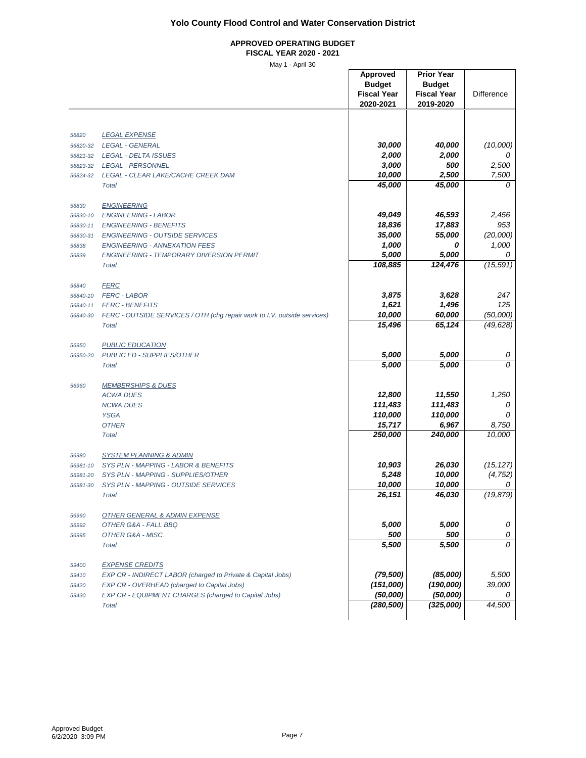# Yolo County Flood Control and Water Conservation District

**APPROVED OPERATING BUDGET**
**FISCAL YEAR 2020 - 2021**

May 1 - April 30

| | | Approved Budget Fiscal Year 2020-2021 | Prior Year Budget Fiscal Year 2019-2020 | Difference |
|---|---|---|---|---|
| 56820 | LEGAL EXPENSE | | | |
| 56820-32 | LEGAL - GENERAL | 30,000 | 40,000 | (10,000) |
| 56821-32 | LEGAL - DELTA ISSUES | 2,000 | 2,000 | 0 |
| 56823-32 | LEGAL - PERSONNEL | 3,000 | 500 | 2,500 |
| 56824-32 | LEGAL - CLEAR LAKE/CACHE CREEK DAM | 10,000 | 2,500 | 7,500 |
| | Total | 45,000 | 45,000 | 0 |
| 56830 | ENGINEERING | | | |
| 56830-10 | ENGINEERING - LABOR | 49,049 | 46,593 | 2,456 |
| 56830-11 | ENGINEERING - BENEFITS | 18,836 | 17,883 | 953 |
| 56830-31 | ENGINEERING - OUTSIDE SERVICES | 35,000 | 55,000 | (20,000) |
| 56838 | ENGINEERING - ANNEXATION FEES | 1,000 | 0 | 1,000 |
| 56839 | ENGINEERING - TEMPORARY DIVERSION PERMIT | 5,000 | 5,000 | 0 |
| | Total | 108,885 | 124,476 | (15,591) |
| 56840 | FERC | | | |
| 56840-10 | FERC - LABOR | 3,875 | 3,628 | 247 |
| 56840-11 | FERC - BENEFITS | 1,621 | 1,496 | 125 |
| 56840-30 | FERC - OUTSIDE SERVICES / OTH (chg repair work to I.V. outside services) | 10,000 | 60,000 | (50,000) |
| | Total | 15,496 | 65,124 | (49,628) |
| 56950 | PUBLIC EDUCATION | | | |
| 56950-20 | PUBLIC ED - SUPPLIES/OTHER | 5,000 | 5,000 | 0 |
| | Total | 5,000 | 5,000 | 0 |
| 56960 | MEMBERSHIPS & DUES | | | |
| | ACWA DUES | 12,800 | 11,550 | 1,250 |
| | NCWA DUES | 111,483 | 111,483 | 0 |
| | YSGA | 110,000 | 110,000 | 0 |
| | OTHER | 15,717 | 6,967 | 8,750 |
| | Total | 250,000 | 240,000 | 10,000 |
| 56980 | SYSTEM PLANNING & ADMIN | | | |
| 56981-10 | SYS PLN - MAPPING - LABOR & BENEFITS | 10,903 | 26,030 | (15,127) |
| 56981-20 | SYS PLN - MAPPING - SUPPLIES/OTHER | 5,248 | 10,000 | (4,752) |
| 56981-30 | SYS PLN - MAPPING - OUTSIDE SERVICES | 10,000 | 10,000 | 0 |
| | Total | 26,151 | 46,030 | (19,879) |
| 56990 | OTHER GENERAL & ADMIN EXPENSE | | | |
| 56992 | OTHER G&A - FALL BBQ | 5,000 | 5,000 | 0 |
| 56995 | OTHER G&A - MISC. | 500 | 500 | 0 |
| | Total | 5,500 | 5,500 | 0 |
| 59400 | EXPENSE CREDITS | | | |
| 59410 | EXP CR - INDIRECT LABOR (charged to Private & Capital Jobs) | (79,500) | (85,000) | 5,500 |
| 59420 | EXP CR - OVERHEAD (charged to Capital Jobs) | (151,000) | (190,000) | 39,000 |
| 59430 | EXP CR - EQUIPMENT CHARGES (charged to Capital Jobs) | (50,000) | (50,000) | 0 |
| | Total | (280,500) | (325,000) | 44,500 |

Approved Budget
6/2/2020 3:09 PM